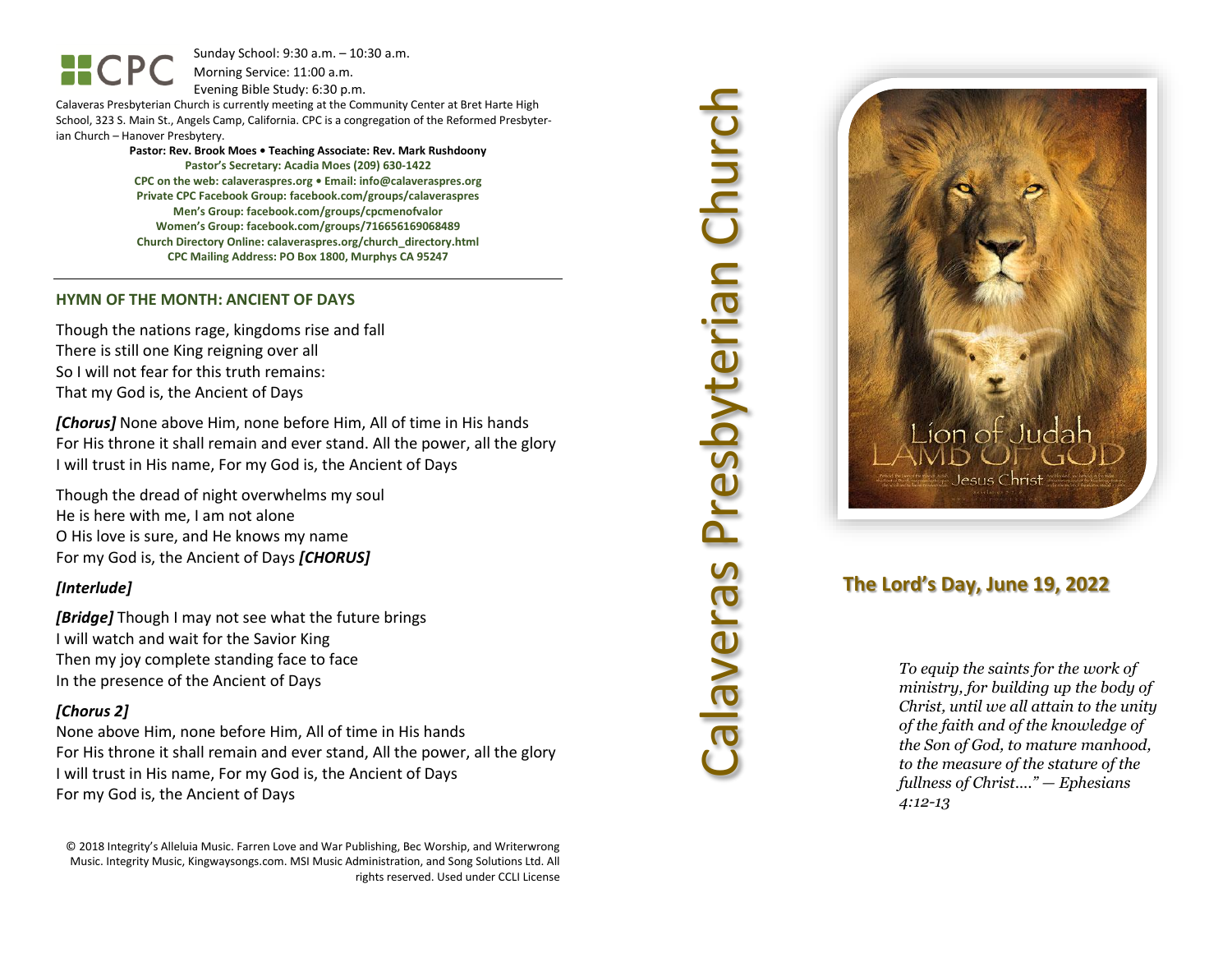CPC

Sunday School: 9:30 a.m. – 10:30 a.m.
Morning Service: 11:00 a.m.
Evening Bible Study: 6:30 p.m.

Calaveras Presbyterian Church is currently meeting at the Community Center at Bret Harte High School, 323 S. Main St., Angels Camp, California. CPC is a congregation of the Reformed Presbyterian Church – Hanover Presbytery.

**Pastor: Rev. Brook Moes • Teaching Associate: Rev. Mark Rushdoony**

**Pastor's Secretary: Acadia Moes (209) 630-1422**
**CPC on the web: calaveraspres.org • Email: info@calaveraspres.org**
**Private CPC Facebook Group: facebook.com/groups/calaveraspres**
**Men's Group: facebook.com/groups/cpcmenofvalor**
**Women's Group: facebook.com/groups/716656169068489**
**Church Directory Online: calaveraspres.org/church_directory.html**
**CPC Mailing Address: PO Box 1800, Murphys CA 95247**

## HYMN OF THE MONTH: ANCIENT OF DAYS

Though the nations rage, kingdoms rise and fall
There is still one King reigning over all
So I will not fear for this truth remains:
That my God is, the Ancient of Days

***[Chorus]*** None above Him, none before Him, All of time in His hands
For His throne it shall remain and ever stand. All the power, all the glory
I will trust in His name, For my God is, the Ancient of Days

Though the dread of night overwhelms my soul
He is here with me, I am not alone
O His love is sure, and He knows my name
For my God is, the Ancient of Days ***[CHORUS]***

***[Interlude]***

***[Bridge]*** Though I may not see what the future brings
I will watch and wait for the Savior King
Then my joy complete standing face to face
In the presence of the Ancient of Days

***[Chorus 2]***
None above Him, none before Him, All of time in His hands
For His throne it shall remain and ever stand, All the power, all the glory
I will trust in His name, For my God is, the Ancient of Days
For my God is, the Ancient of Days

© 2018 Integrity's Alleluia Music. Farren Love and War Publishing, Bec Worship, and Writerwrong Music. Integrity Music, Kingwaysongs.com. MSI Music Administration, and Song Solutions Ltd. All rights reserved. Used under CCLI License

# Calaveras Presbyterian Church

Lion of Judah
LAMB OF GOD
Jesus Christ

## The Lord's Day, June 19, 2022

*To equip the saints for the work of ministry, for building up the body of Christ, until we all attain to the unity of the faith and of the knowledge of the Son of God, to mature manhood, to the measure of the stature of the fullness of Christ…." — Ephesians 4:12-13*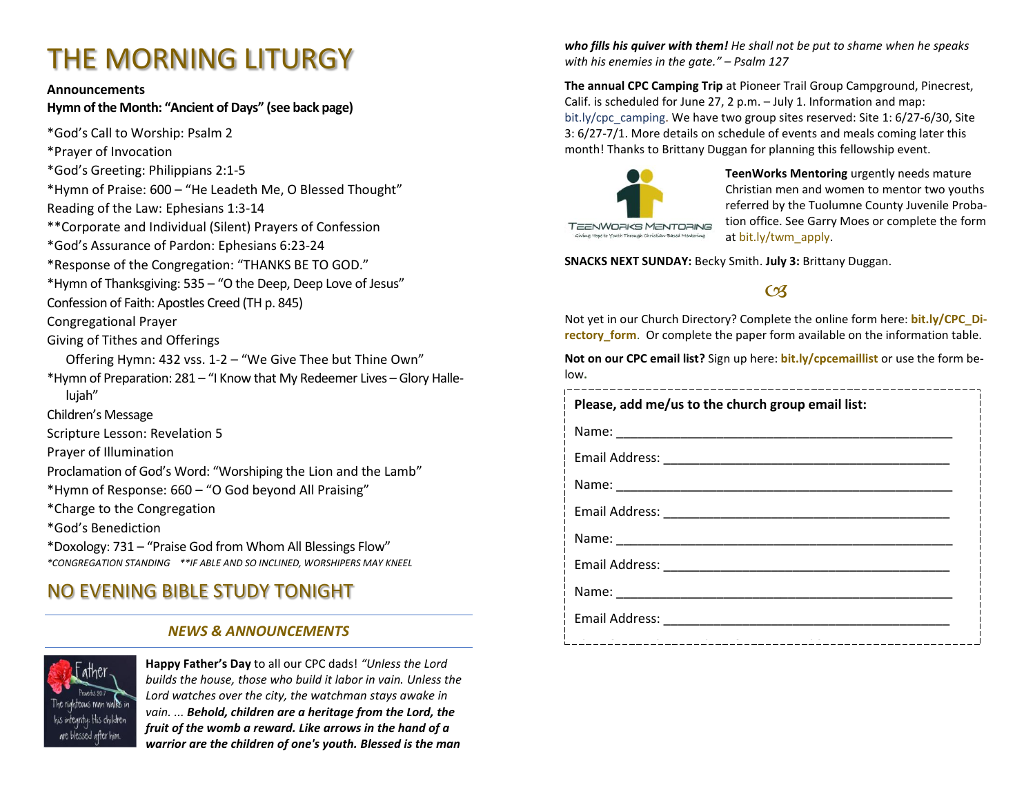# THE MORNING LITURGY

**Announcements**

**Hymn of the Month: "Ancient of Days" (see back page)**

*God's Call to Worship: Psalm 2
*Prayer of Invocation
*God's Greeting: Philippians 2:1-5
*Hymn of Praise: 600 – "He Leadeth Me, O Blessed Thought"
Reading of the Law: Ephesians 1:3-14
**Corporate and Individual (Silent) Prayers of Confession
*God's Assurance of Pardon: Ephesians 6:23-24
*Response of the Congregation: "THANKS BE TO GOD."
*Hymn of Thanksgiving: 535 – "O the Deep, Deep Love of Jesus"
Confession of Faith: Apostles Creed (TH p. 845)
Congregational Prayer
Giving of Tithes and Offerings
Offering Hymn: 432 vss. 1-2 – "We Give Thee but Thine Own"
*Hymn of Preparation: 281 – "I Know that My Redeemer Lives – Glory Hallelujah"
Children's Message
Scripture Lesson: Revelation 5
Prayer of Illumination
Proclamation of God's Word: "Worshiping the Lion and the Lamb"
*Hymn of Response: 660 – "O God beyond All Praising"
*Charge to the Congregation
*God's Benediction
*Doxology: 731 – "Praise God from Whom All Blessings Flow"

*\*CONGREGATION STANDING \*\*IF ABLE AND SO INCLINED, WORSHIPERS MAY KNEEL*

# NO EVENING BIBLE STUDY TONIGHT

## *NEWS & ANNOUNCEMENTS*

**Happy Father's Day** to all our CPC dads! *"Unless the Lord builds the house, those who build it labor in vain. Unless the Lord watches over the city, the watchman stays awake in vain. ... **Behold, children are a heritage from the Lord, the fruit of the womb a reward. Like arrows in the hand of a warrior are the children of one's youth. Blessed is the man who fills his quiver with them!** He shall not be put to shame when he speaks with his enemies in the gate." – Psalm 127*

**The annual CPC Camping Trip** at Pioneer Trail Group Campground, Pinecrest, Calif. is scheduled for June 27, 2 p.m. – July 1. Information and map: bit.ly/cpc_camping. We have two group sites reserved: Site 1: 6/27-6/30, Site 3: 6/27-7/1. More details on schedule of events and meals coming later this month! Thanks to Brittany Duggan for planning this fellowship event.

**TeenWorks Mentoring** urgently needs mature Christian men and women to mentor two youths referred by the Tuolumne County Juvenile Probation office. See Garry Moes or complete the form at bit.ly/twm_apply.

**SNACKS NEXT SUNDAY:** Becky Smith. **July 3:** Brittany Duggan.

Not yet in our Church Directory? Complete the online form here: **bit.ly/CPC_Directory_form**. Or complete the paper form available on the information table.

**Not on our CPC email list?** Sign up here: **bit.ly/cpcemaillist** or use the form below.

**Please, add me/us to the church group email list:**

Name: ____________________________________________

Email Address: ______________________________________

Name: ____________________________________________

Email Address: ______________________________________

Name: ____________________________________________

Email Address: ______________________________________

Name: ____________________________________________

Email Address: ______________________________________